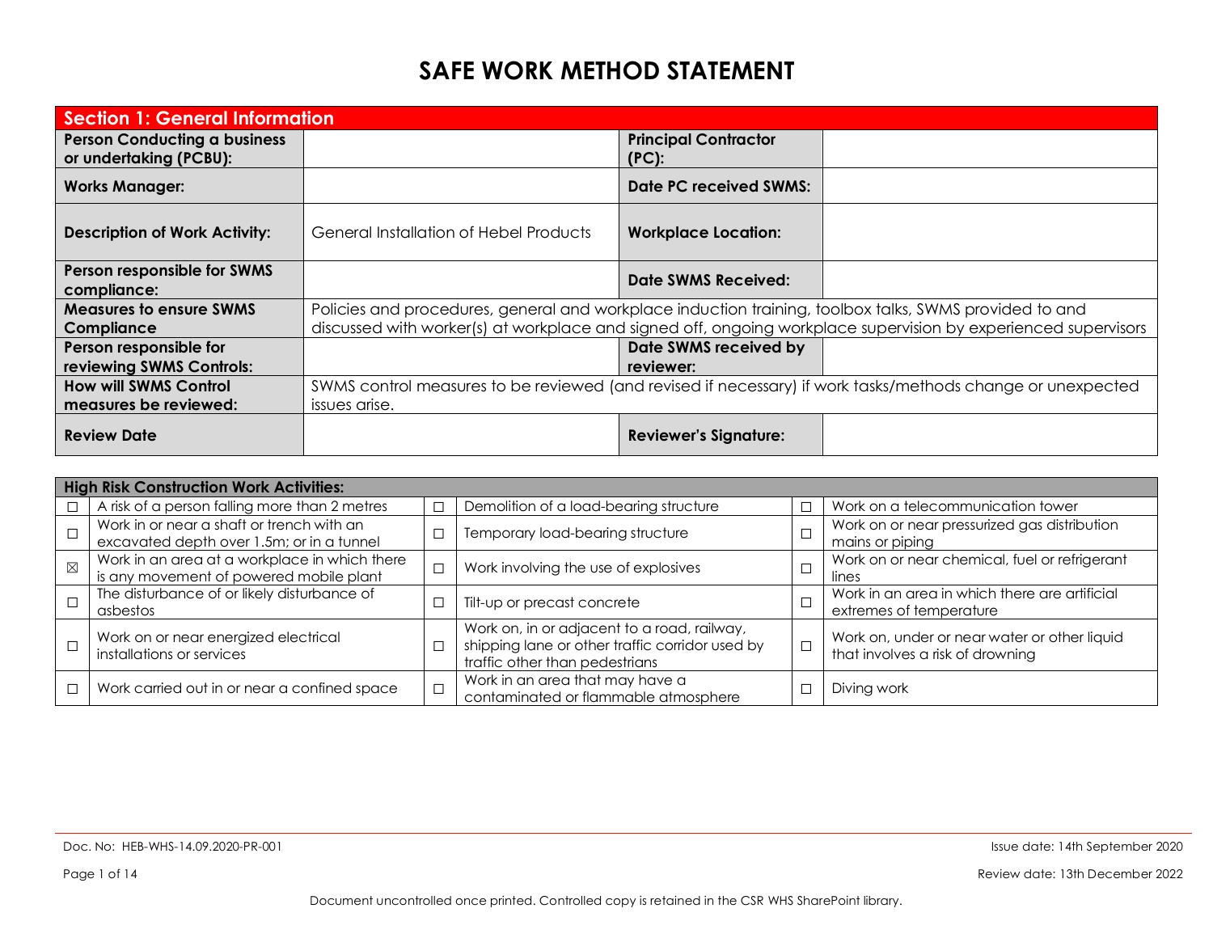# SAFE WORK METHOD STATEMENT

| **Section 1: General Information** | | | |
|---|---|---|---|
| **Person Conducting a business or undertaking (PCBU):** | | **Principal Contractor (PC):** | |
| **Works Manager:** | | **Date PC received SWMS:** | |
| **Description of Work Activity:** | General Installation of Hebel Products | **Workplace Location:** | |
| **Person responsible for SWMS compliance:** | | **Date SWMS Received:** | |
| **Measures to ensure SWMS Compliance** | Policies and procedures, general and workplace induction training, toolbox talks, SWMS provided to and discussed with worker(s) at workplace and signed off, ongoing workplace supervision by experienced supervisors | | |
| **Person responsible for reviewing SWMS Controls:** | | **Date SWMS received by reviewer:** | |
| **How will SWMS Control measures be reviewed:** | SWMS control measures to be reviewed (and revised if necessary) if work tasks/methods change or unexpected issues arise. | | |
| **Review Date** | | **Reviewer's Signature:** | |

| **High Risk Construction Work Activities:** | | | | | |
|---|---|---|---|---|---|
| ☐ | A risk of a person falling more than 2 metres | ☐ | Demolition of a load-bearing structure | ☐ | Work on a telecommunication tower |
| ☐ | Work in or near a shaft or trench with an excavated depth over 1.5m; or in a tunnel | ☐ | Temporary load-bearing structure | ☐ | Work on or near pressurized gas distribution mains or piping |
| ☒ | Work in an area at a workplace in which there is any movement of powered mobile plant | ☐ | Work involving the use of explosives | ☐ | Work on or near chemical, fuel or refrigerant lines |
| ☐ | The disturbance of or likely disturbance of asbestos | ☐ | Tilt-up or precast concrete | ☐ | Work in an area in which there are artificial extremes of temperature |
| ☐ | Work on or near energized electrical installations or services | ☐ | Work on, in or adjacent to a road, railway, shipping lane or other traffic corridor used by traffic other than pedestrians | ☐ | Work on, under or near water or other liquid that involves a risk of drowning |
| ☐ | Work carried out in or near a confined space | ☐ | Work in an area that may have a contaminated or flammable atmosphere | ☐ | Diving work |

Doc. No: HEB-WHS-14.09.2020-PR-001

Issue date: 14th September 2020

Review date: 13th December 2022

Document uncontrolled once printed. Controlled copy is retained in the CSR WHS SharePoint library.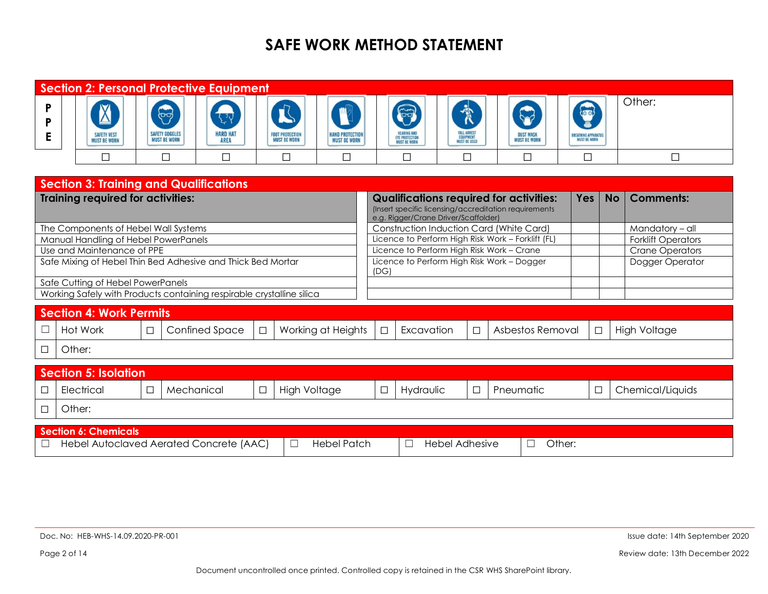# SAFE WORK METHOD STATEMENT

## Section 2: Personal Protective Equipment

| PPE | SAFETY VEST MUST BE WORN | SAFETY GOGGLES MUST BE WORN | HARD HAT AREA | FOOT PROTECTION MUST BE WORN | HAND PROTECTION MUST BE WORN | HEARING AND EYE PROTECTION MUST BE WORN | FALL ARREST EQUIPMENT MUST BE USED | DUST MASK MUST BE WORN | BREATHING APPARATUS MUST BE WORN | Other: |
|---|---|---|---|---|---|---|---|---|---|---|
| | ☐ | ☐ | ☐ | ☐ | ☐ | ☐ | ☐ | ☐ | ☐ | ☐ |

## Section 3: Training and Qualifications

| Training required for activities: |
|---|
| The Components of Hebel Wall Systems |
| Manual Handling of Hebel PowerPanels |
| Use and Maintenance of PPE |
| Safe Mixing of Hebel Thin Bed Adhesive and Thick Bed Mortar |
| Safe Cutting of Hebel PowerPanels |
| Working Safely with Products containing respirable crystalline silica |

| **Qualifications required for activities:** (Insert specific licensing/accreditation requirements e.g. Rigger/Crane Driver/Scaffolder) | Yes | No | Comments: |
|---|---|---|---|
| Construction Induction Card (White Card) | | | Mandatory – all |
| Licence to Perform High Risk Work – Forklift (FL) | | | Forklift Operators |
| Licence to Perform High Risk Work – Crane | | | Crane Operators |
| Licence to Perform High Risk Work – Dogger (DG) | | | Dogger Operator |
| | | | |
| | | | |

## Section 4: Work Permits

| | | | | | | | | | | | |
|---|---|---|---|---|---|---|---|---|---|---|---|
| ☐ | Hot Work | ☐ | Confined Space | ☐ | Working at Heights | ☐ | Excavation | ☐ | Asbestos Removal | ☐ | High Voltage |
| ☐ | Other: | | | | | | | | | | |

## Section 5: Isolation

| | | | | | | | | | | | |
|---|---|---|---|---|---|---|---|---|---|---|---|
| ☐ | Electrical | ☐ | Mechanical | ☐ | High Voltage | ☐ | Hydraulic | ☐ | Pneumatic | ☐ | Chemical/Liquids |
| ☐ | Other: | | | | | | | | | | |

## Section 6: Chemicals

| | | | |
|---|---|---|---|
| ☐ Hebel Autoclaved Aerated Concrete (AAC) | ☐ Hebel Patch | ☐ Hebel Adhesive | ☐ Other: |

Doc. No: HEB-WHS-14.09.2020-PR-001

Issue date: 14th September 2020

Review date: 13th December 2022

Document uncontrolled once printed. Controlled copy is retained in the CSR WHS SharePoint library.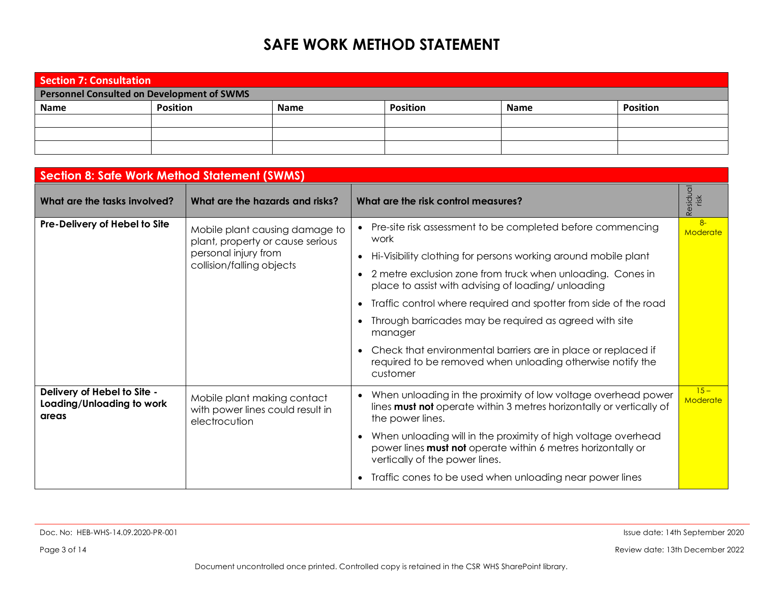# SAFE WORK METHOD STATEMENT

## Section 7: Consultation

**Personnel Consulted on Development of SWMS**

| Name | Position | Name | Position | Name | Position |
|---|---|---|---|---|---|
| | | | | | |
| | | | | | |
| | | | | | |

## Section 8: Safe Work Method Statement (SWMS)

| What are the tasks involved? | What are the hazards and risks? | What are the risk control measures? | Residual risk |
|---|---|---|---|
| **Pre-Delivery of Hebel to Site** | Mobile plant causing damage to plant, property or cause serious personal injury from collision/falling objects | • Pre-site risk assessment to be completed before commencing work<br>• Hi-Visibility clothing for persons working around mobile plant<br>• 2 metre exclusion zone from truck when unloading. Cones in place to assist with advising of loading/ unloading<br>• Traffic control where required and spotter from side of the road<br>• Through barricades may be required as agreed with site manager<br>• Check that environmental barriers are in place or replaced if required to be removed when unloading otherwise notify the customer | 8- Moderate |
| **Delivery of Hebel to Site - Loading/Unloading to work areas** | Mobile plant making contact with power lines could result in electrocution | • When unloading in the proximity of low voltage overhead power lines **must not** operate within 3 metres horizontally or vertically of the power lines.<br>• When unloading will in the proximity of high voltage overhead power lines **must not** operate within 6 metres horizontally or vertically of the power lines.<br>• Traffic cones to be used when unloading near power lines | 15 – Moderate |

Doc. No: HEB-WHS-14.09.2020-PR-001

Issue date: 14th September 2020

Review date: 13th December 2022

Document uncontrolled once printed. Controlled copy is retained in the CSR WHS SharePoint library.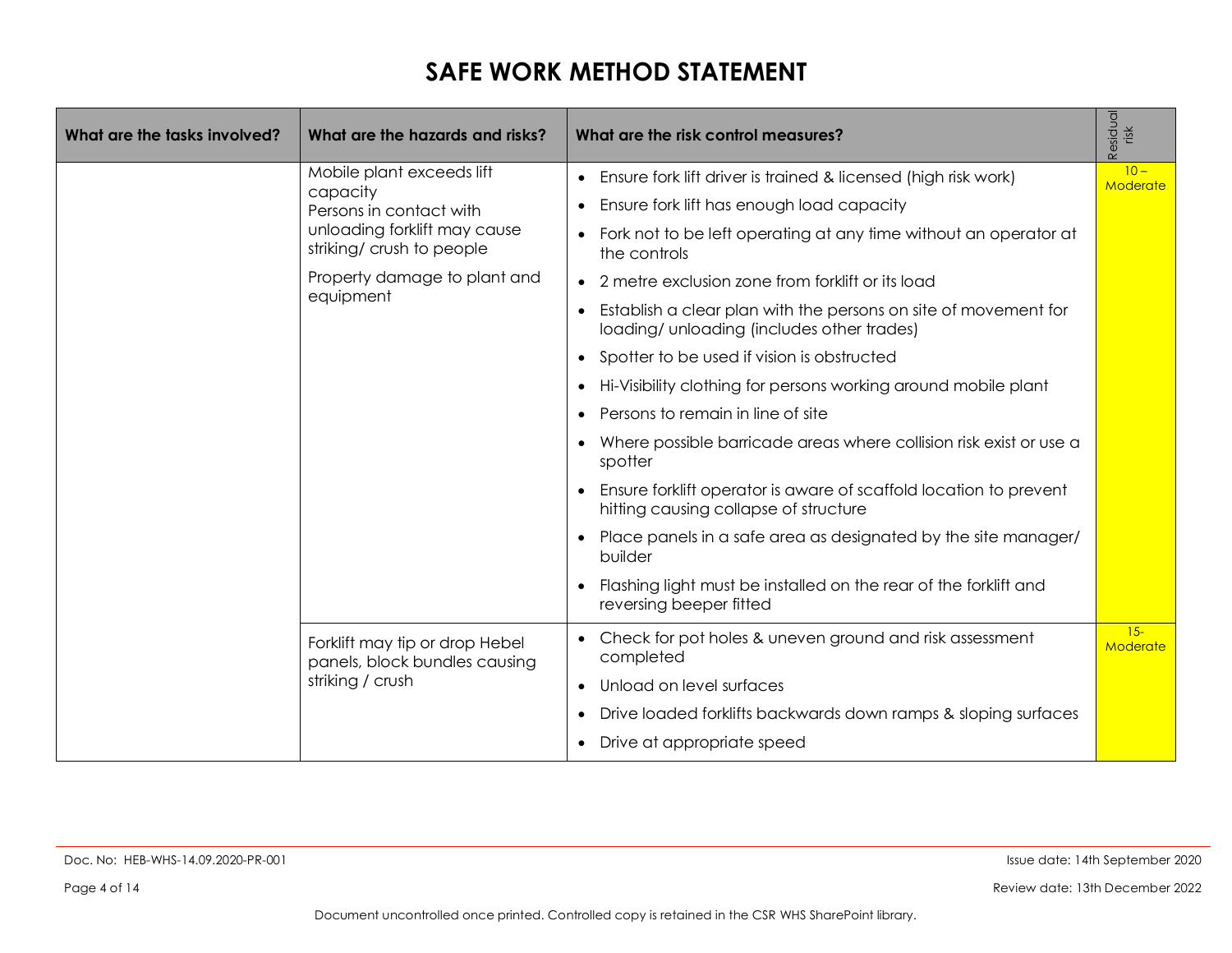# SAFE WORK METHOD STATEMENT

| What are the tasks involved? | What are the hazards and risks? | What are the risk control measures? | Residual risk |
|---|---|---|---|
| | Mobile plant exceeds lift capacity<br>Persons in contact with unloading forklift may cause striking/ crush to people<br>Property damage to plant and equipment | • Ensure fork lift driver is trained & licensed (high risk work)<br>• Ensure fork lift has enough load capacity<br>• Fork not to be left operating at any time without an operator at the controls<br>• 2 metre exclusion zone from forklift or its load<br>• Establish a clear plan with the persons on site of movement for loading/ unloading (includes other trades)<br>• Spotter to be used if vision is obstructed<br>• Hi-Visibility clothing for persons working around mobile plant<br>• Persons to remain in line of site<br>• Where possible barricade areas where collision risk exist or use a spotter<br>• Ensure forklift operator is aware of scaffold location to prevent hitting causing collapse of structure<br>• Place panels in a safe area as designated by the site manager/ builder<br>• Flashing light must be installed on the rear of the forklift and reversing beeper fitted | 10 – Moderate |
| | Forklift may tip or drop Hebel panels, block bundles causing striking / crush | • Check for pot holes & uneven ground and risk assessment completed<br>• Unload on level surfaces<br>• Drive loaded forklifts backwards down ramps & sloping surfaces<br>• Drive at appropriate speed | 15- Moderate |

Doc. No: HEB-WHS-14.09.2020-PR-001

Issue date: 14th September 2020

Review date: 13th December 2022

Document uncontrolled once printed. Controlled copy is retained in the CSR WHS SharePoint library.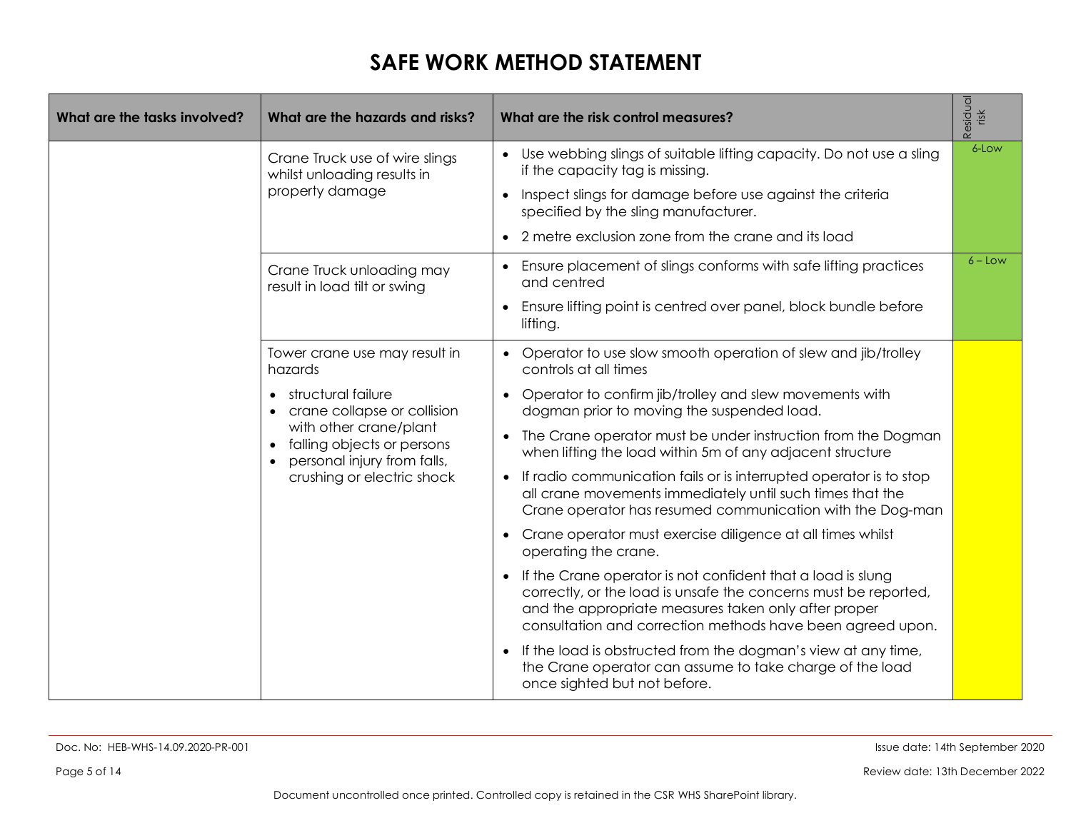# SAFE WORK METHOD STATEMENT

| What are the tasks involved? | What are the hazards and risks? | What are the risk control measures? | Residual risk |
|---|---|---|---|
| | Crane Truck use of wire slings whilst unloading results in property damage | • Use webbing slings of suitable lifting capacity. Do not use a sling if the capacity tag is missing.<br>• Inspect slings for damage before use against the criteria specified by the sling manufacturer.<br>• 2 metre exclusion zone from the crane and its load | 6-Low |
| | Crane Truck unloading may result in load tilt or swing | • Ensure placement of slings conforms with safe lifting practices and centred<br>• Ensure lifting point is centred over panel, block bundle before lifting. | 6 – Low |
| | Tower crane use may result in hazards<br>• structural failure<br>• crane collapse or collision with other crane/plant<br>• falling objects or persons<br>• personal injury from falls, crushing or electric shock | • Operator to use slow smooth operation of slew and jib/trolley controls at all times<br>• Operator to confirm jib/trolley and slew movements with dogman prior to moving the suspended load.<br>• The Crane operator must be under instruction from the Dogman when lifting the load within 5m of any adjacent structure<br>• If radio communication fails or is interrupted operator is to stop all crane movements immediately until such times that the Crane operator has resumed communication with the Dog-man<br>• Crane operator must exercise diligence at all times whilst operating the crane.<br>• If the Crane operator is not confident that a load is slung correctly, or the load is unsafe the concerns must be reported, and the appropriate measures taken only after proper consultation and correction methods have been agreed upon.<br>• If the load is obstructed from the dogman's view at any time, the Crane operator can assume to take charge of the load once sighted but not before. | |

Doc. No: HEB-WHS-14.09.2020-PR-001

Issue date: 14th September 2020

Review date: 13th December 2022

Document uncontrolled once printed. Controlled copy is retained in the CSR WHS SharePoint library.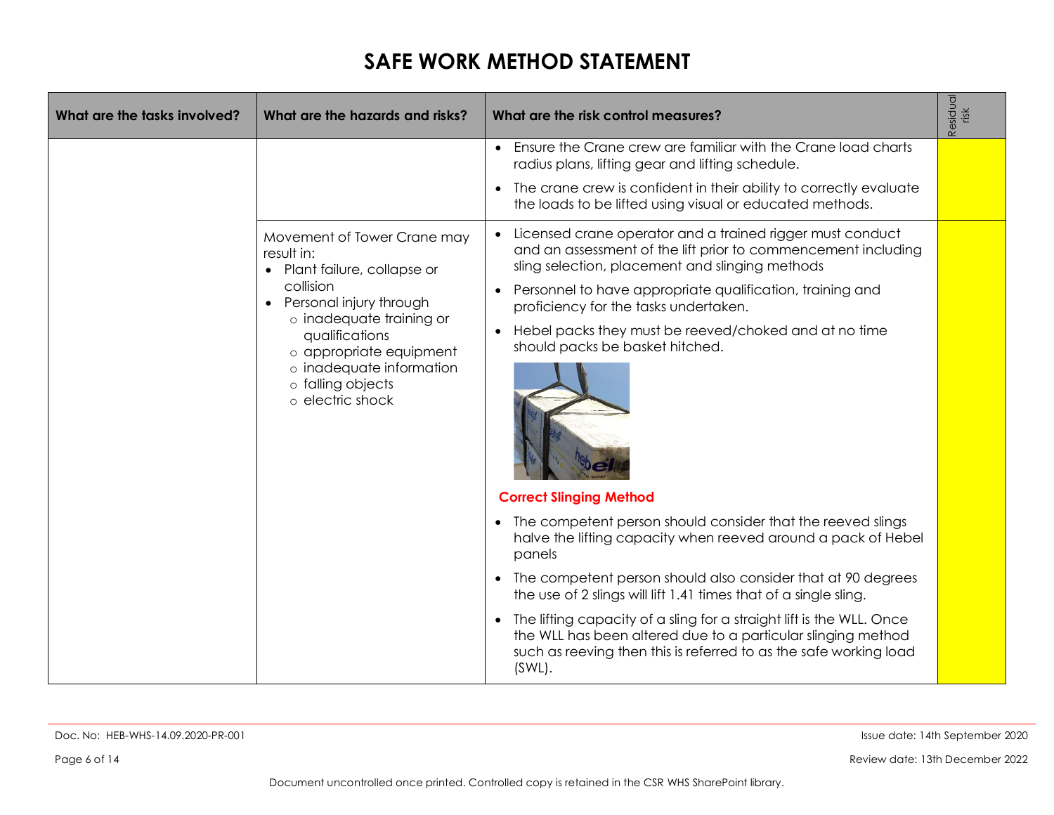# SAFE WORK METHOD STATEMENT

| What are the tasks involved? | What are the hazards and risks? | What are the risk control measures? | Residual risk |
|---|---|---|---|
| | | • Ensure the Crane crew are familiar with the Crane load charts radius plans, lifting gear and lifting schedule.<br>• The crane crew is confident in their ability to correctly evaluate the loads to be lifted using visual or educated methods. | |
| | Movement of Tower Crane may result in:<br>• Plant failure, collapse or collision<br>• Personal injury through<br>  ○ inadequate training or qualifications<br>  ○ appropriate equipment<br>  ○ inadequate information<br>  ○ falling objects<br>  ○ electric shock | • Licensed crane operator and a trained rigger must conduct and an assessment of the lift prior to commencement including sling selection, placement and slinging methods<br>• Personnel to have appropriate qualification, training and proficiency for the tasks undertaken.<br>• Hebel packs they must be reeved/choked and at no time should packs be basket hitched.<br>**Correct Slinging Method**<br>• The competent person should consider that the reeved slings halve the lifting capacity when reeved around a pack of Hebel panels<br>• The competent person should also consider that at 90 degrees the use of 2 slings will lift 1.41 times that of a single sling.<br>• The lifting capacity of a sling for a straight lift is the WLL. Once the WLL has been altered due to a particular slinging method such as reeving then this is referred to as the safe working load (SWL). | |

Doc. No: HEB-WHS-14.09.2020-PR-001

Issue date: 14th September 2020

Review date: 13th December 2022

Document uncontrolled once printed. Controlled copy is retained in the CSR WHS SharePoint library.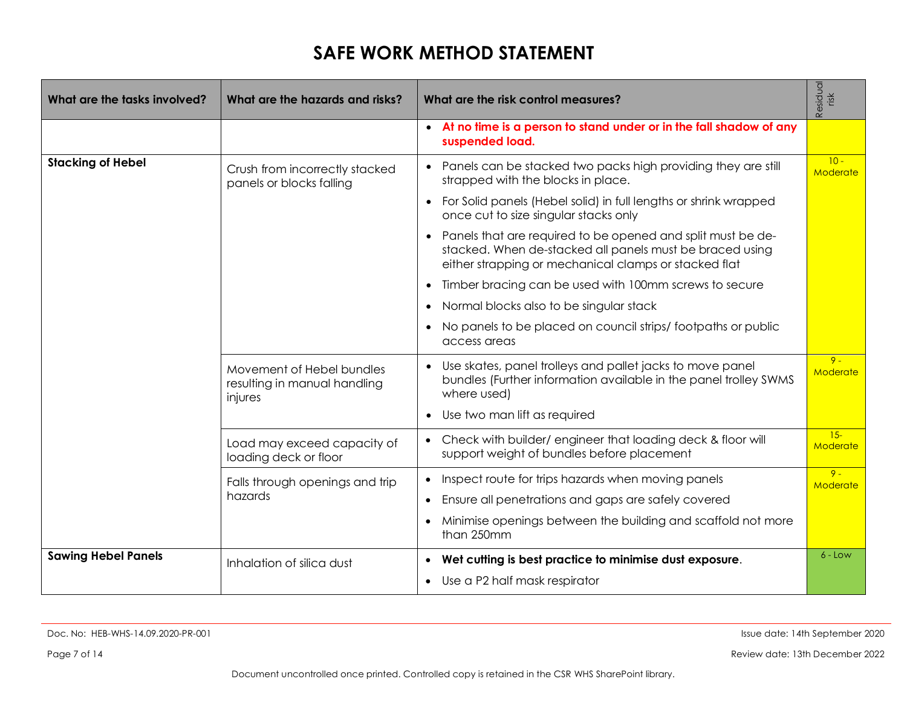# SAFE WORK METHOD STATEMENT

| What are the tasks involved? | What are the hazards and risks? | What are the risk control measures? | Residual risk |
|---|---|---|---|
| | | • **At no time is a person to stand under or in the fall shadow of any suspended load.** | |
| **Stacking of Hebel** | Crush from incorrectly stacked panels or blocks falling | • Panels can be stacked two packs high providing they are still strapped with the blocks in place.<br>• For Solid panels (Hebel solid) in full lengths or shrink wrapped once cut to size singular stacks only<br>• Panels that are required to be opened and split must be de-stacked. When de-stacked all panels must be braced using either strapping or mechanical clamps or stacked flat<br>• Timber bracing can be used with 100mm screws to secure<br>• Normal blocks also to be singular stack<br>• No panels to be placed on council strips/ footpaths or public access areas | 10 - Moderate |
| | Movement of Hebel bundles resulting in manual handling injures | • Use skates, panel trolleys and pallet jacks to move panel bundles (Further information available in the panel trolley SWMS where used)<br>• Use two man lift as required | 9 - Moderate |
| | Load may exceed capacity of loading deck or floor | • Check with builder/ engineer that loading deck & floor will support weight of bundles before placement | 15- Moderate |
| | Falls through openings and trip hazards | • Inspect route for trips hazards when moving panels<br>• Ensure all penetrations and gaps are safely covered<br>• Minimise openings between the building and scaffold not more than 250mm | 9 - Moderate |
| **Sawing Hebel Panels** | Inhalation of silica dust | • **Wet cutting is best practice to minimise dust exposure**.<br>• Use a P2 half mask respirator | 6 - Low |

Doc. No: HEB-WHS-14.09.2020-PR-001

Issue date: 14th September 2020

Review date: 13th December 2022

Document uncontrolled once printed. Controlled copy is retained in the CSR WHS SharePoint library.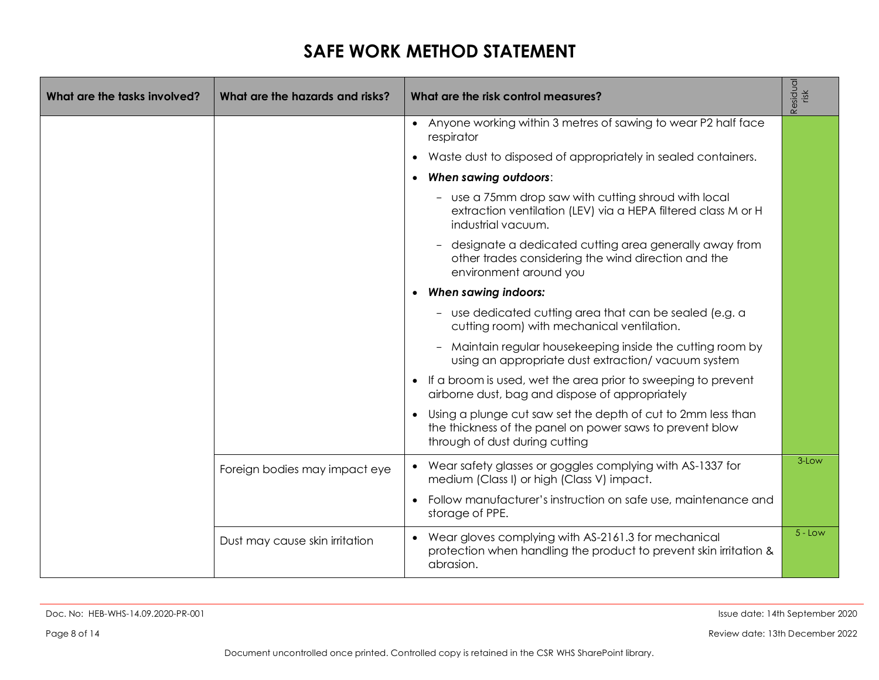# SAFE WORK METHOD STATEMENT

| What are the tasks involved? | What are the hazards and risks? | What are the risk control measures? | Residual risk |
|---|---|---|---|
| | | • Anyone working within 3 metres of sawing to wear P2 half face respirator<br>• Waste dust to disposed of appropriately in sealed containers.<br>• ***When sawing outdoors***:<br>  – use a 75mm drop saw with cutting shroud with local extraction ventilation (LEV) via a HEPA filtered class M or H industrial vacuum.<br>  – designate a dedicated cutting area generally away from other trades considering the wind direction and the environment around you<br>• ***When sawing indoors:***<br>  – use dedicated cutting area that can be sealed (e.g. a cutting room) with mechanical ventilation.<br>  – Maintain regular housekeeping inside the cutting room by using an appropriate dust extraction/ vacuum system<br>• If a broom is used, wet the area prior to sweeping to prevent airborne dust, bag and dispose of appropriately<br>• Using a plunge cut saw set the depth of cut to 2mm less than the thickness of the panel on power saws to prevent blow through of dust during cutting | |
| | Foreign bodies may impact eye | • Wear safety glasses or goggles complying with AS-1337 for medium (Class I) or high (Class V) impact.<br>• Follow manufacturer's instruction on safe use, maintenance and storage of PPE. | 3-Low |
| | Dust may cause skin irritation | • Wear gloves complying with AS-2161.3 for mechanical protection when handling the product to prevent skin irritation & abrasion. | 5 - Low |

Doc. No: HEB-WHS-14.09.2020-PR-001

Issue date: 14th September 2020

Review date: 13th December 2022

Document uncontrolled once printed. Controlled copy is retained in the CSR WHS SharePoint library.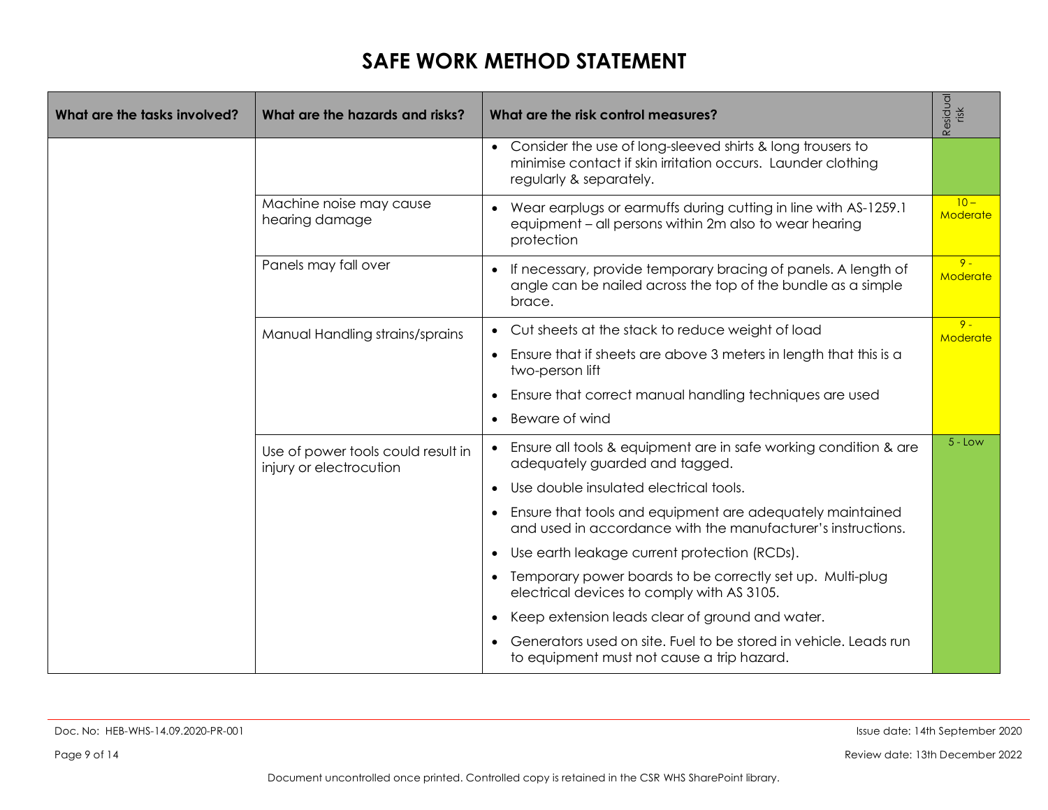# SAFE WORK METHOD STATEMENT

| What are the tasks involved? | What are the hazards and risks? | What are the risk control measures? | Residual risk |
|---|---|---|---|
| | | • Consider the use of long-sleeved shirts & long trousers to minimise contact if skin irritation occurs. Launder clothing regularly & separately. | |
| | Machine noise may cause hearing damage | • Wear earplugs or earmuffs during cutting in line with AS-1259.1 equipment – all persons within 2m also to wear hearing protection | 10 – Moderate |
| | Panels may fall over | • If necessary, provide temporary bracing of panels. A length of angle can be nailed across the top of the bundle as a simple brace. | 9 - Moderate |
| | Manual Handling strains/sprains | • Cut sheets at the stack to reduce weight of load<br>• Ensure that if sheets are above 3 meters in length that this is a two-person lift<br>• Ensure that correct manual handling techniques are used<br>• Beware of wind | 9 - Moderate |
| | Use of power tools could result in injury or electrocution | • Ensure all tools & equipment are in safe working condition & are adequately guarded and tagged.<br>• Use double insulated electrical tools.<br>• Ensure that tools and equipment are adequately maintained and used in accordance with the manufacturer's instructions.<br>• Use earth leakage current protection (RCDs).<br>• Temporary power boards to be correctly set up. Multi-plug electrical devices to comply with AS 3105.<br>• Keep extension leads clear of ground and water.<br>• Generators used on site. Fuel to be stored in vehicle. Leads run to equipment must not cause a trip hazard. | 5 - Low |

Doc. No: HEB-WHS-14.09.2020-PR-001

Issue date: 14th September 2020

Review date: 13th December 2022

Document uncontrolled once printed. Controlled copy is retained in the CSR WHS SharePoint library.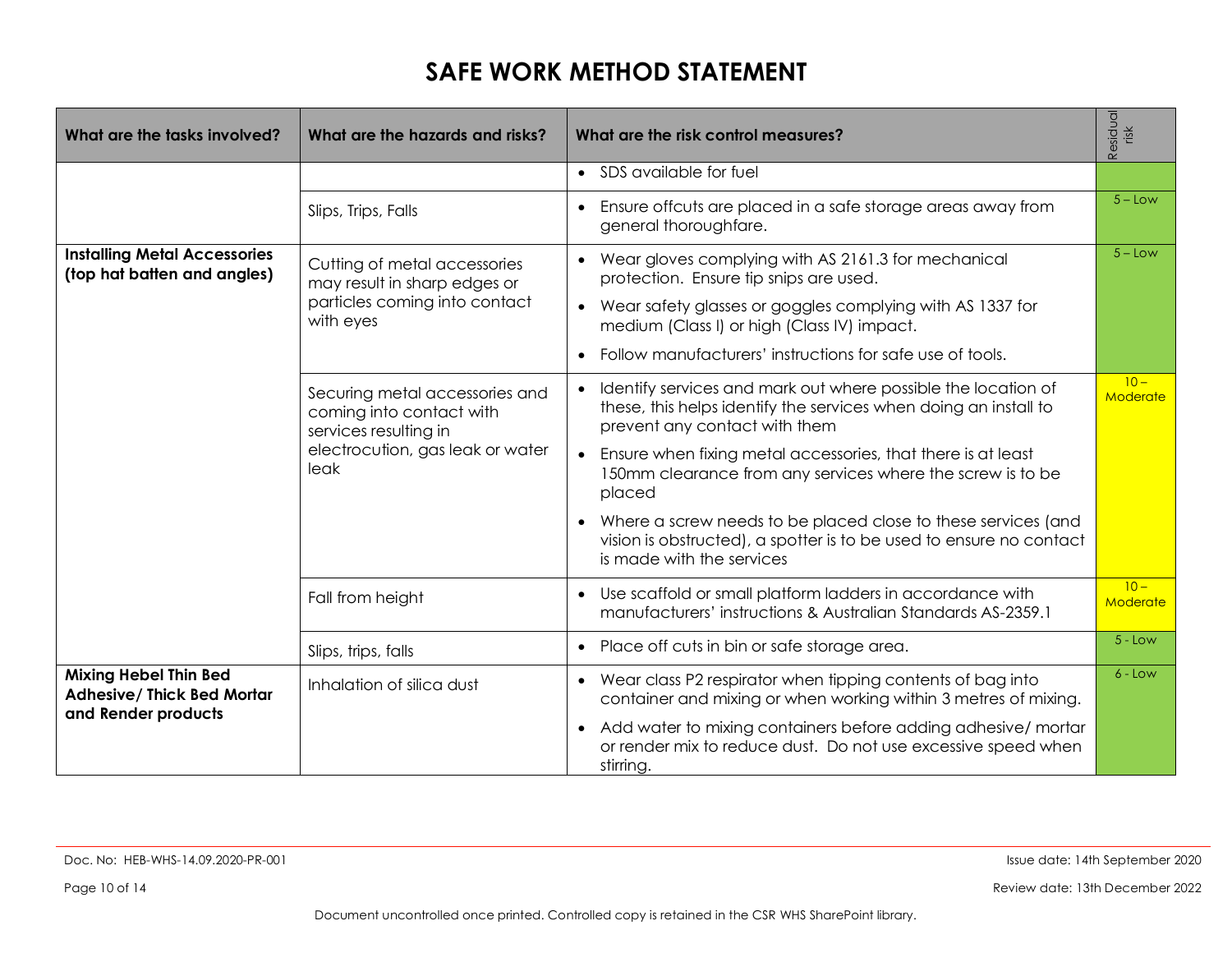# SAFE WORK METHOD STATEMENT

| What are the tasks involved? | What are the hazards and risks? | What are the risk control measures? | Residual risk |
|---|---|---|---|
| | | • SDS available for fuel | |
| | Slips, Trips, Falls | • Ensure offcuts are placed in a safe storage areas away from general thoroughfare. | 5 – Low |
| **Installing Metal Accessories (top hat batten and angles)** | Cutting of metal accessories may result in sharp edges or particles coming into contact with eyes | • Wear gloves complying with AS 2161.3 for mechanical protection. Ensure tip snips are used.<br>• Wear safety glasses or goggles complying with AS 1337 for medium (Class I) or high (Class IV) impact.<br>• Follow manufacturers' instructions for safe use of tools. | 5 – Low |
| | Securing metal accessories and coming into contact with services resulting in electrocution, gas leak or water leak | • Identify services and mark out where possible the location of these, this helps identify the services when doing an install to prevent any contact with them<br>• Ensure when fixing metal accessories, that there is at least 150mm clearance from any services where the screw is to be placed<br>• Where a screw needs to be placed close to these services (and vision is obstructed), a spotter is to be used to ensure no contact is made with the services | 10 – Moderate |
| | Fall from height | • Use scaffold or small platform ladders in accordance with manufacturers' instructions & Australian Standards AS-2359.1 | 10 – Moderate |
| | Slips, trips, falls | • Place off cuts in bin or safe storage area. | 5 - Low |
| **Mixing Hebel Thin Bed Adhesive/ Thick Bed Mortar and Render products** | Inhalation of silica dust | • Wear class P2 respirator when tipping contents of bag into container and mixing or when working within 3 metres of mixing.<br>• Add water to mixing containers before adding adhesive/ mortar or render mix to reduce dust. Do not use excessive speed when stirring. | 6 - Low |

Doc. No: HEB-WHS-14.09.2020-PR-001

Issue date: 14th September 2020

Review date: 13th December 2022

Document uncontrolled once printed. Controlled copy is retained in the CSR WHS SharePoint library.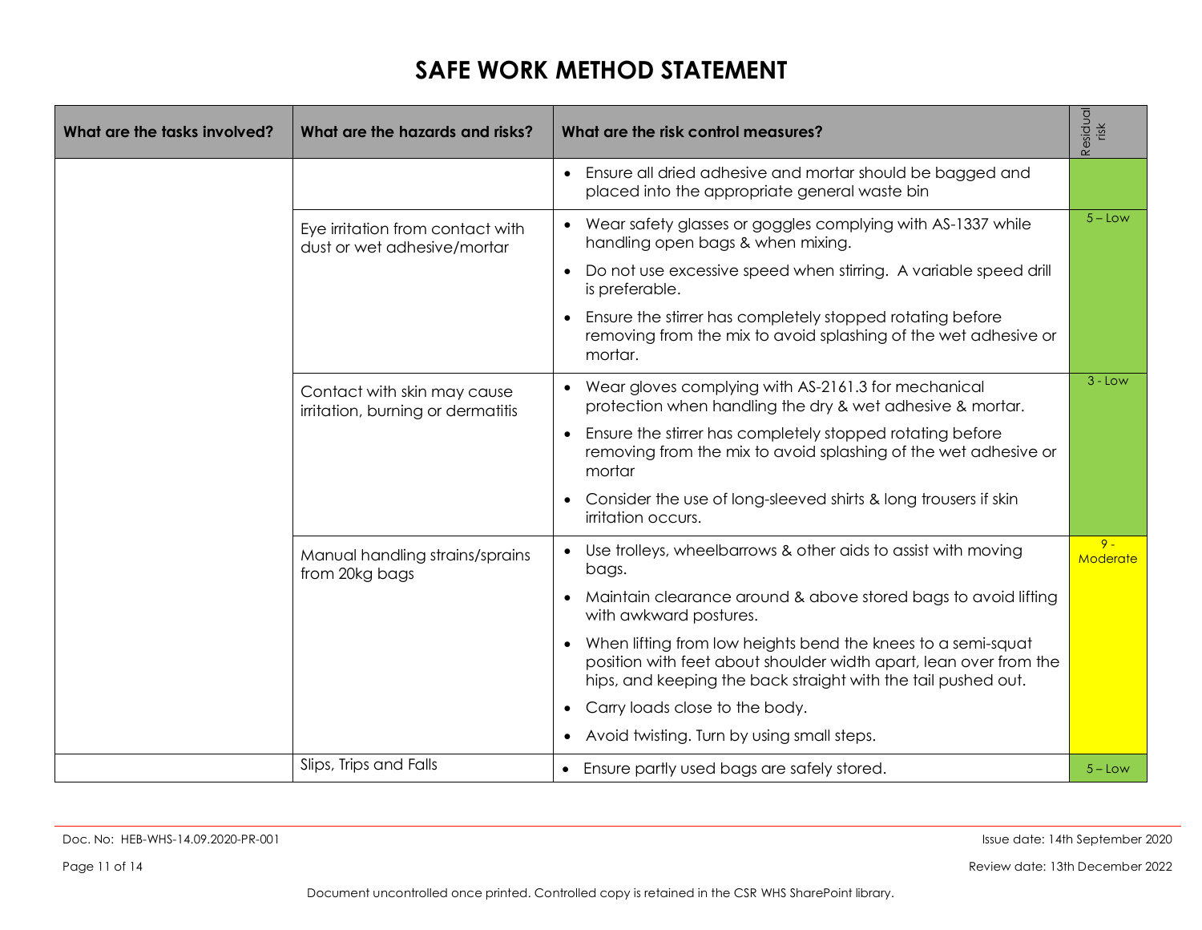# SAFE WORK METHOD STATEMENT

| What are the tasks involved? | What are the hazards and risks? | What are the risk control measures? | Residual risk |
|---|---|---|---|
| | | • Ensure all dried adhesive and mortar should be bagged and placed into the appropriate general waste bin | |
| | Eye irritation from contact with dust or wet adhesive/mortar | • Wear safety glasses or goggles complying with AS-1337 while handling open bags & when mixing.<br>• Do not use excessive speed when stirring. A variable speed drill is preferable.<br>• Ensure the stirrer has completely stopped rotating before removing from the mix to avoid splashing of the wet adhesive or mortar. | 5 – Low |
| | Contact with skin may cause irritation, burning or dermatitis | • Wear gloves complying with AS-2161.3 for mechanical protection when handling the dry & wet adhesive & mortar.<br>• Ensure the stirrer has completely stopped rotating before removing from the mix to avoid splashing of the wet adhesive or mortar<br>• Consider the use of long-sleeved shirts & long trousers if skin irritation occurs. | 3 - Low |
| | Manual handling strains/sprains from 20kg bags | • Use trolleys, wheelbarrows & other aids to assist with moving bags.<br>• Maintain clearance around & above stored bags to avoid lifting with awkward postures.<br>• When lifting from low heights bend the knees to a semi-squat position with feet about shoulder width apart, lean over from the hips, and keeping the back straight with the tail pushed out.<br>• Carry loads close to the body.<br>• Avoid twisting. Turn by using small steps. | 9 - Moderate |
| | Slips, Trips and Falls | • Ensure partly used bags are safely stored. | 5 – Low |

Doc. No: HEB-WHS-14.09.2020-PR-001

Issue date: 14th September 2020

Review date: 13th December 2022

Document uncontrolled once printed. Controlled copy is retained in the CSR WHS SharePoint library.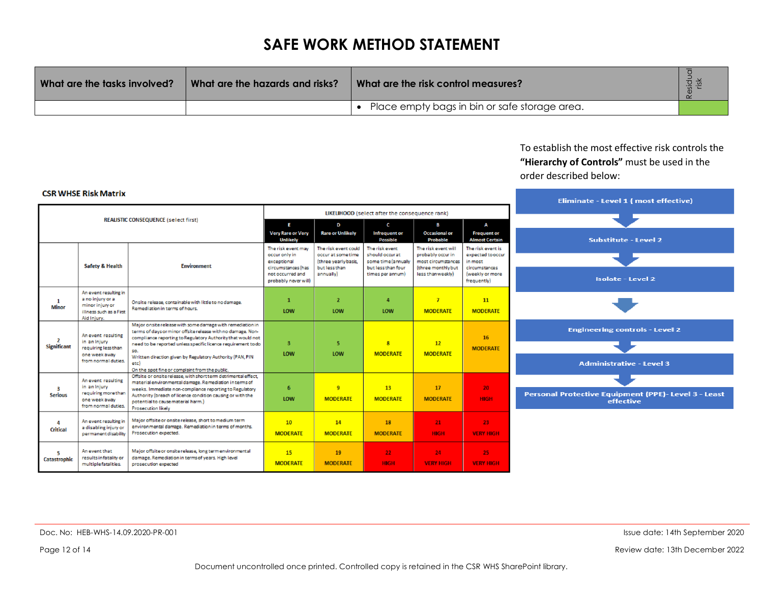# SAFE WORK METHOD STATEMENT

| What are the tasks involved? | What are the hazards and risks? | What are the risk control measures? | Residual risk |
|---|---|---|---|
| | | • Place empty bags in bin or safe storage area. | |

To establish the most effective risk controls the **"Hierarchy of Controls"** must be used in the order described below:

- Eliminate - Level 1 ( most effective)
- Substitute - Level 2
- Isolate - Level 2
- Engineering controls - Level 2
- Administrative - Level 3
- Personal Protective Equipment (PPE)- Level 3 - Least effective

**CSR WHSE Risk Matrix**

| REALISTIC CONSEQUENCE (select first) | | | LIKELIHOOD (select after the consequence rank) | | | | |
|---|---|---|---|---|---|---|---|
| | | | E Very Rare or Very Unlikely | D Rare or Unlikely | C Infrequent or Possible | B Occasional or Probable | A Frequent or Almost Certain |
| | Safety & Health | Environment | The risk event may occur only in exceptional circumstances (has not occurred and probably never will) | The risk event could occur at some time (three yearly basis, but less than annually) | The risk event should occur at some time (annually but less than four times per annum) | The risk event will probably occur in most circumstances (three monthly but less than weekly) | The risk event is expected to occur in most circumstances (weekly or more frequently) |
| 1 Minor | An event resulting in a no injury or a minor injury or illness such as a First Aid Injury. | Onsite release, containable with little to no damage. Remediation in terms of hours. | 1 LOW | 2 LOW | 4 LOW | 7 MODERATE | 11 MODERATE |
| 2 Significant | An event resulting in an injury requiring less than one week away from normal duties. | Major onsite release with some damage with remediation in terms of days or minor offsite release with no damage. Non-compliance reporting to Regulatory Authority that would not need to be reported unless specific licence requirement to do so. Written direction given by Regulatory Authority (PAN, PIN etc) On the spot fine or complaint from the public. | 3 LOW | 5 LOW | 8 MODERATE | 12 MODERATE | 16 MODERATE |
| 3 Serious | An event resulting in an injury requiring more than one week away from normal duties. | Offsite or onsite release, with short term detrimental effect, material environmental damage. Remediation in terms of weeks. Immediate non-compliance reporting to Regulatory Authority (breach of licence condition causing or with the potential to cause material harm.) Prosecution likely | 6 LOW | 9 MODERATE | 13 MODERATE | 17 MODERATE | 20 HIGH |
| 4 Critical | An event resulting in a disabling injury or permanent disability | Major offsite or onsite release, short to medium term environmental damage. Remediation in terms of months. Prosecution expected. | 10 MODERATE | 14 MODERATE | 18 MODERATE | 21 HIGH | 23 VERY HIGH |
| 5 Catastrophic | An event that results in fatality or multiple fatalities. | Major offsite or onsite release, long term environmental damage. Remediation in terms of years. High level prosecution expected | 15 MODERATE | 19 MODERATE | 22 HIGH | 24 VERY HIGH | 25 VERY HIGH |

Doc. No: HEB-WHS-14.09.2020-PR-001

Issue date: 14th September 2020

Review date: 13th December 2022

Document uncontrolled once printed. Controlled copy is retained in the CSR WHS SharePoint library.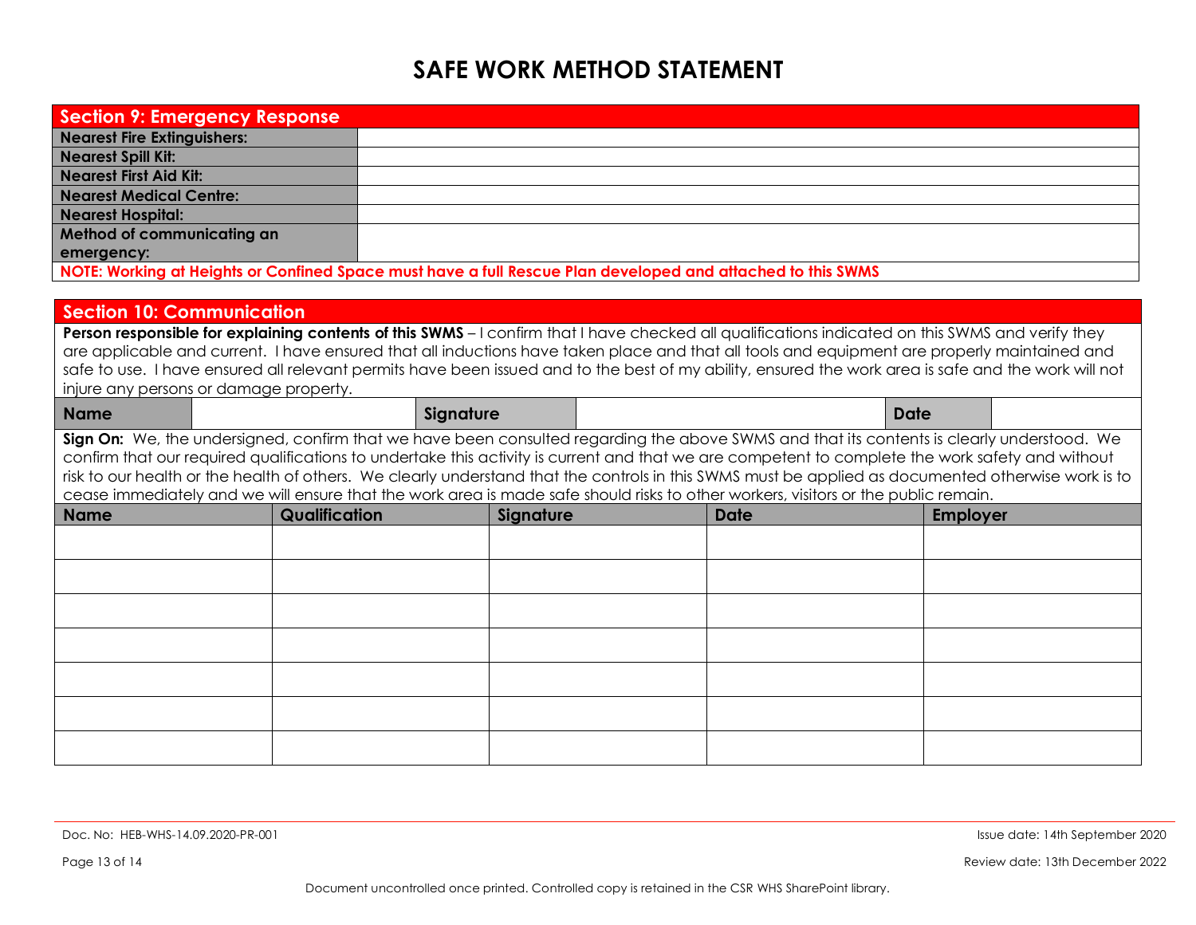# SAFE WORK METHOD STATEMENT

| Section 9: Emergency Response | |
|---|---|
| **Nearest Fire Extinguishers:** | |
| **Nearest Spill Kit:** | |
| **Nearest First Aid Kit:** | |
| **Nearest Medical Centre:** | |
| **Nearest Hospital:** | |
| **Method of communicating an emergency:** | |

**NOTE: Working at Heights or Confined Space must have a full Rescue Plan developed and attached to this SWMS**

## Section 10: Communication

**Person responsible for explaining contents of this SWMS** – I confirm that I have checked all qualifications indicated on this SWMS and verify they are applicable and current. I have ensured that all inductions have taken place and that all tools and equipment are properly maintained and safe to use. I have ensured all relevant permits have been issued and to the best of my ability, ensured the work area is safe and the work will not injure any persons or damage property.

| Name | | Signature | | Date | |
|---|---|---|---|---|---|

**Sign On:** We, the undersigned, confirm that we have been consulted regarding the above SWMS and that its contents is clearly understood. We confirm that our required qualifications to undertake this activity is current and that we are competent to complete the work safety and without risk to our health or the health of others. We clearly understand that the controls in this SWMS must be applied as documented otherwise work is to cease immediately and we will ensure that the work area is made safe should risks to other workers, visitors or the public remain.

| Name | Qualification | Signature | Date | Employer |
|---|---|---|---|---|
| | | | | |
| | | | | |
| | | | | |
| | | | | |
| | | | | |
| | | | | |
| | | | | |

Doc. No: HEB-WHS-14.09.2020-PR-001

Issue date: 14th September 2020

Review date: 13th December 2022

Document uncontrolled once printed. Controlled copy is retained in the CSR WHS SharePoint library.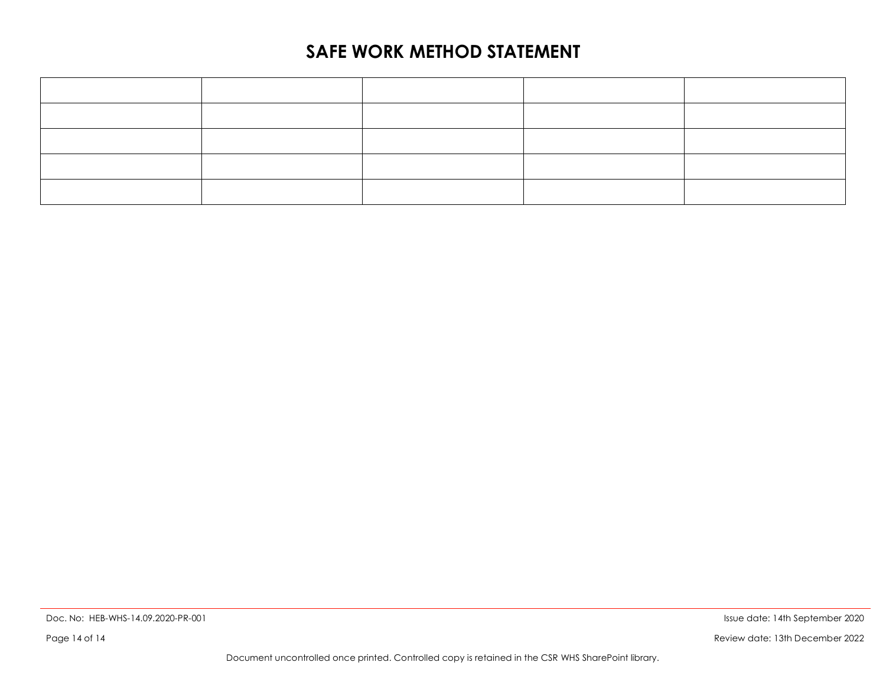# SAFE WORK METHOD STATEMENT

| | | | | |
|---|---|---|---|---|
| | | | | |
| | | | | |
| | | | | |
| | | | | |
| | | | | |